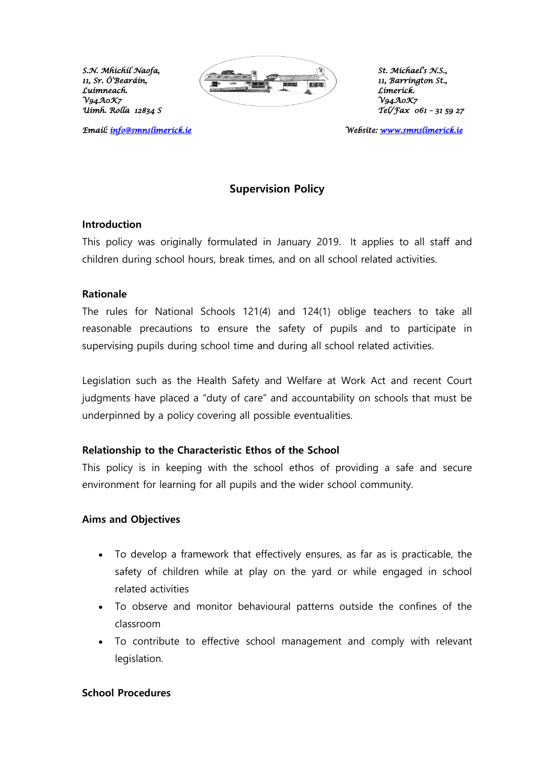*S.N. Mhíchíl Naofa,*
*11, Sr. Ó'Beardín,*
*Luimneach.*
*V94A0K7*
*Uimh. Rolla 12834 S*

*St. Michael's N.S.,*
*11, Barrington St.,*
*Limerick.*
*V94A0K7*
*Tel/Fax 061 – 31 59 27*

*Email: info@smnslimerick.ie*

*Website: www.smnslimerick.ie*

# Supervision Policy

## Introduction

This policy was originally formulated in January 2019. It applies to all staff and children during school hours, break times, and on all school related activities.

## Rationale

The rules for National Schools 121(4) and 124(1) oblige teachers to take all reasonable precautions to ensure the safety of pupils and to participate in supervising pupils during school time and during all school related activities.

Legislation such as the Health Safety and Welfare at Work Act and recent Court judgments have placed a "duty of care" and accountability on schools that must be underpinned by a policy covering all possible eventualities.

## Relationship to the Characteristic Ethos of the School

This policy is in keeping with the school ethos of providing a safe and secure environment for learning for all pupils and the wider school community.

## Aims and Objectives

- To develop a framework that effectively ensures, as far as is practicable, the safety of children while at play on the yard or while engaged in school related activities
- To observe and monitor behavioural patterns outside the confines of the classroom
- To contribute to effective school management and comply with relevant legislation.

## School Procedures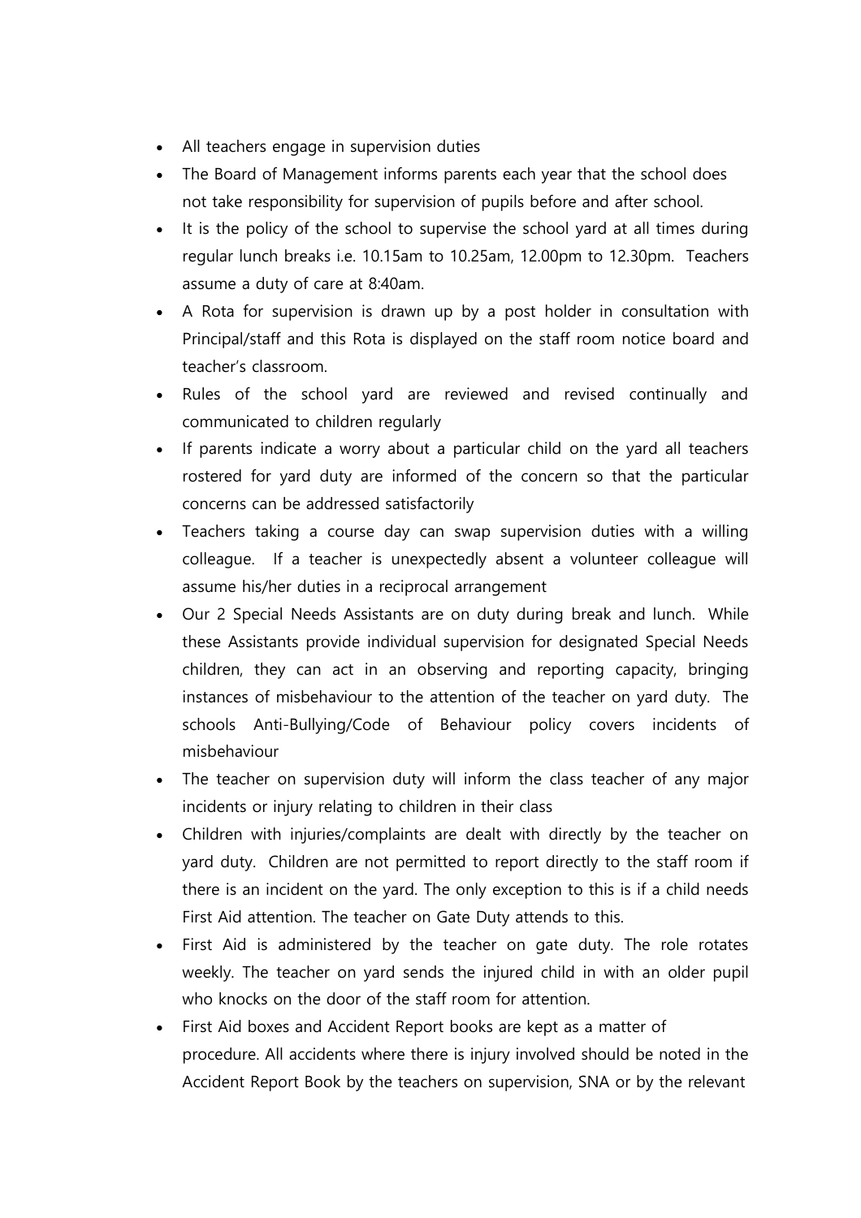- All teachers engage in supervision duties
- The Board of Management informs parents each year that the school does not take responsibility for supervision of pupils before and after school.
- It is the policy of the school to supervise the school yard at all times during regular lunch breaks i.e. 10.15am to 10.25am, 12.00pm to 12.30pm. Teachers assume a duty of care at 8:40am.
- A Rota for supervision is drawn up by a post holder in consultation with Principal/staff and this Rota is displayed on the staff room notice board and teacher's classroom.
- Rules of the school yard are reviewed and revised continually and communicated to children regularly
- If parents indicate a worry about a particular child on the yard all teachers rostered for yard duty are informed of the concern so that the particular concerns can be addressed satisfactorily
- Teachers taking a course day can swap supervision duties with a willing colleague. If a teacher is unexpectedly absent a volunteer colleague will assume his/her duties in a reciprocal arrangement
- Our 2 Special Needs Assistants are on duty during break and lunch. While these Assistants provide individual supervision for designated Special Needs children, they can act in an observing and reporting capacity, bringing instances of misbehaviour to the attention of the teacher on yard duty. The schools Anti-Bullying/Code of Behaviour policy covers incidents of misbehaviour
- The teacher on supervision duty will inform the class teacher of any major incidents or injury relating to children in their class
- Children with injuries/complaints are dealt with directly by the teacher on yard duty. Children are not permitted to report directly to the staff room if there is an incident on the yard. The only exception to this is if a child needs First Aid attention. The teacher on Gate Duty attends to this.
- First Aid is administered by the teacher on gate duty. The role rotates weekly. The teacher on yard sends the injured child in with an older pupil who knocks on the door of the staff room for attention.
- First Aid boxes and Accident Report books are kept as a matter of procedure. All accidents where there is injury involved should be noted in the Accident Report Book by the teachers on supervision, SNA or by the relevant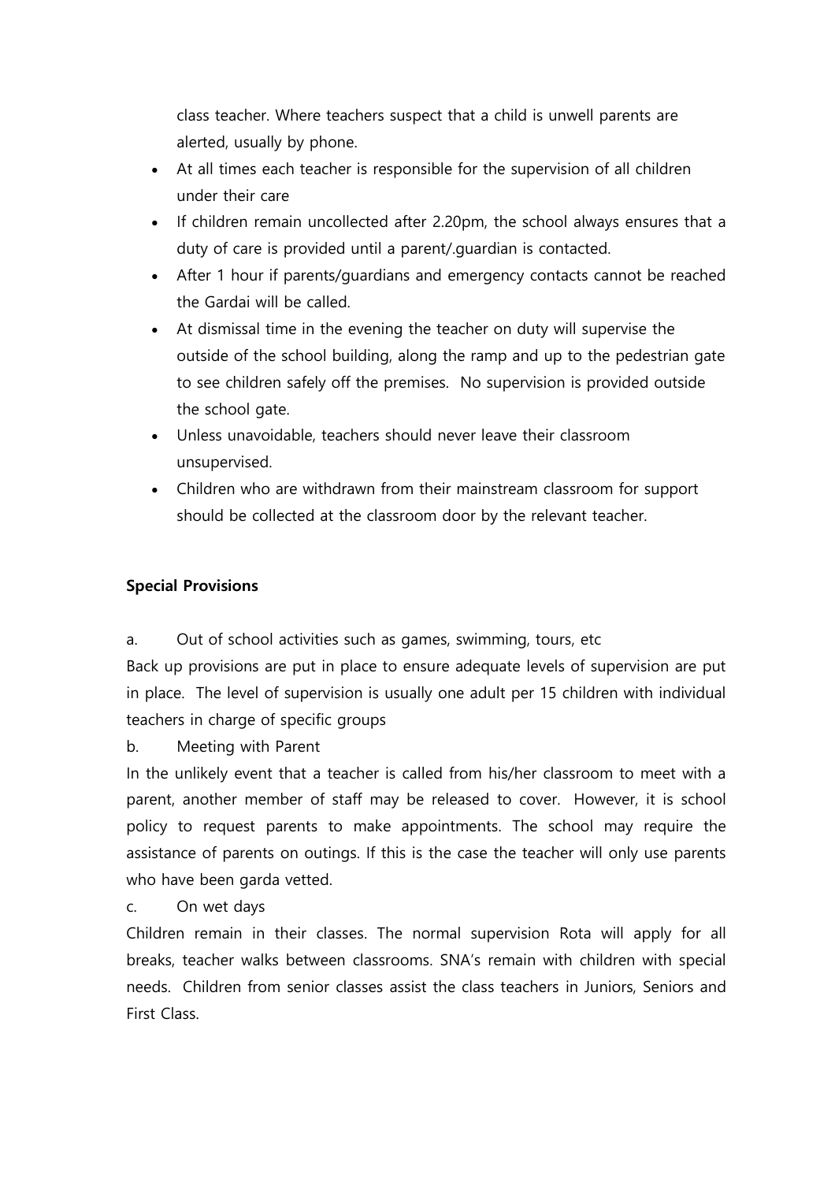class teacher. Where teachers suspect that a child is unwell parents are alerted, usually by phone.

- At all times each teacher is responsible for the supervision of all children under their care
- If children remain uncollected after 2.20pm, the school always ensures that a duty of care is provided until a parent/.guardian is contacted.
- After 1 hour if parents/guardians and emergency contacts cannot be reached the Gardai will be called.
- At dismissal time in the evening the teacher on duty will supervise the outside of the school building, along the ramp and up to the pedestrian gate to see children safely off the premises. No supervision is provided outside the school gate.
- Unless unavoidable, teachers should never leave their classroom unsupervised.
- Children who are withdrawn from their mainstream classroom for support should be collected at the classroom door by the relevant teacher.

**Special Provisions**

a. Out of school activities such as games, swimming, tours, etc

Back up provisions are put in place to ensure adequate levels of supervision are put in place. The level of supervision is usually one adult per 15 children with individual teachers in charge of specific groups

b. Meeting with Parent

In the unlikely event that a teacher is called from his/her classroom to meet with a parent, another member of staff may be released to cover. However, it is school policy to request parents to make appointments. The school may require the assistance of parents on outings. If this is the case the teacher will only use parents who have been garda vetted.

c. On wet days

Children remain in their classes. The normal supervision Rota will apply for all breaks, teacher walks between classrooms. SNA's remain with children with special needs. Children from senior classes assist the class teachers in Juniors, Seniors and First Class.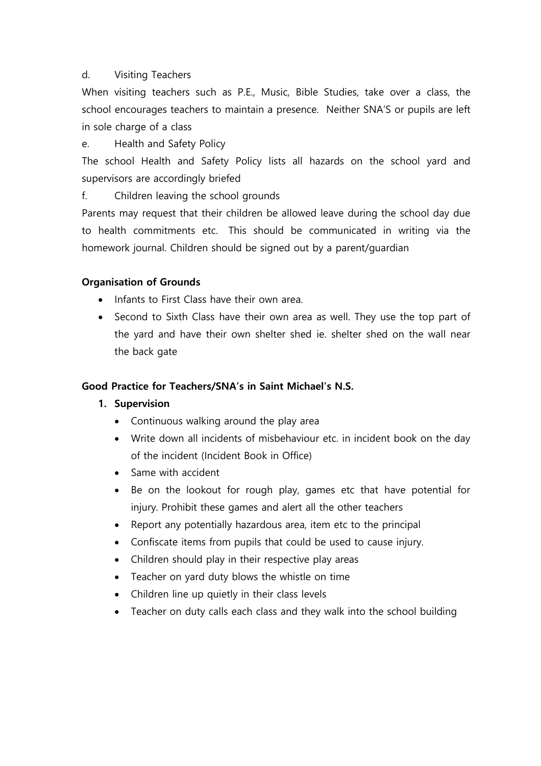d. Visiting Teachers

When visiting teachers such as P.E., Music, Bible Studies, take over a class, the school encourages teachers to maintain a presence. Neither SNA'S or pupils are left in sole charge of a class

e. Health and Safety Policy

The school Health and Safety Policy lists all hazards on the school yard and supervisors are accordingly briefed

f. Children leaving the school grounds

Parents may request that their children be allowed leave during the school day due to health commitments etc. This should be communicated in writing via the homework journal. Children should be signed out by a parent/guardian

**Organisation of Grounds**

- Infants to First Class have their own area.
- Second to Sixth Class have their own area as well. They use the top part of the yard and have their own shelter shed ie. shelter shed on the wall near the back gate

**Good Practice for Teachers/SNA's in Saint Michael's N.S.**

1. **Supervision**
   - Continuous walking around the play area
   - Write down all incidents of misbehaviour etc. in incident book on the day of the incident (Incident Book in Office)
   - Same with accident
   - Be on the lookout for rough play, games etc that have potential for injury. Prohibit these games and alert all the other teachers
   - Report any potentially hazardous area, item etc to the principal
   - Confiscate items from pupils that could be used to cause injury.
   - Children should play in their respective play areas
   - Teacher on yard duty blows the whistle on time
   - Children line up quietly in their class levels
   - Teacher on duty calls each class and they walk into the school building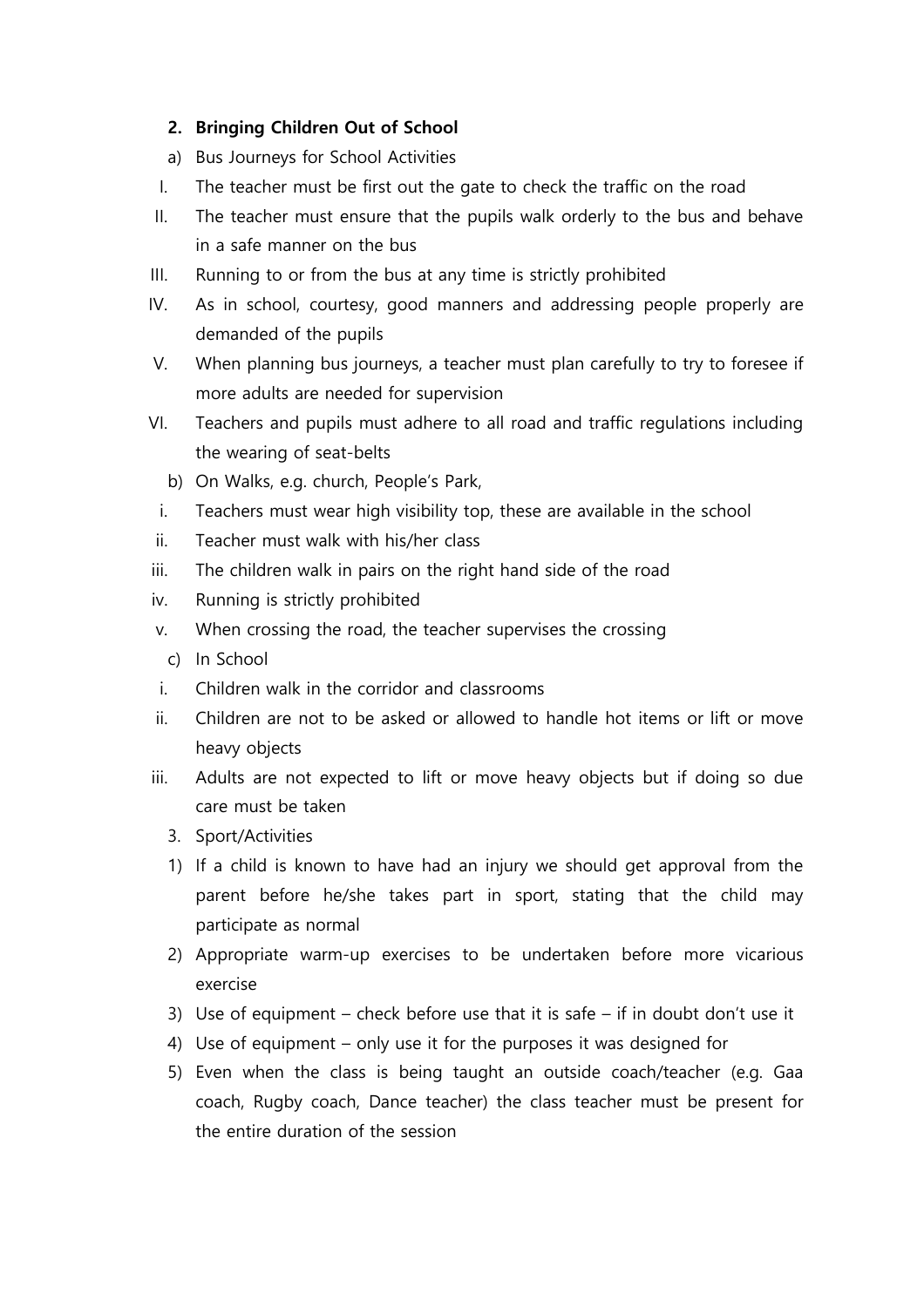## 2. Bringing Children Out of School

a) Bus Journeys for School Activities

I. The teacher must be first out the gate to check the traffic on the road
II. The teacher must ensure that the pupils walk orderly to the bus and behave in a safe manner on the bus
III. Running to or from the bus at any time is strictly prohibited
IV. As in school, courtesy, good manners and addressing people properly are demanded of the pupils
V. When planning bus journeys, a teacher must plan carefully to try to foresee if more adults are needed for supervision
VI. Teachers and pupils must adhere to all road and traffic regulations including the wearing of seat-belts

b) On Walks, e.g. church, People's Park,

i. Teachers must wear high visibility top, these are available in the school
ii. Teacher must walk with his/her class
iii. The children walk in pairs on the right hand side of the road
iv. Running is strictly prohibited
v. When crossing the road, the teacher supervises the crossing

c) In School

i. Children walk in the corridor and classrooms
ii. Children are not to be asked or allowed to handle hot items or lift or move heavy objects
iii. Adults are not expected to lift or move heavy objects but if doing so due care must be taken

3. Sport/Activities

1) If a child is known to have had an injury we should get approval from the parent before he/she takes part in sport, stating that the child may participate as normal
2) Appropriate warm-up exercises to be undertaken before more vicarious exercise
3) Use of equipment – check before use that it is safe – if in doubt don't use it
4) Use of equipment – only use it for the purposes it was designed for
5) Even when the class is being taught an outside coach/teacher (e.g. Gaa coach, Rugby coach, Dance teacher) the class teacher must be present for the entire duration of the session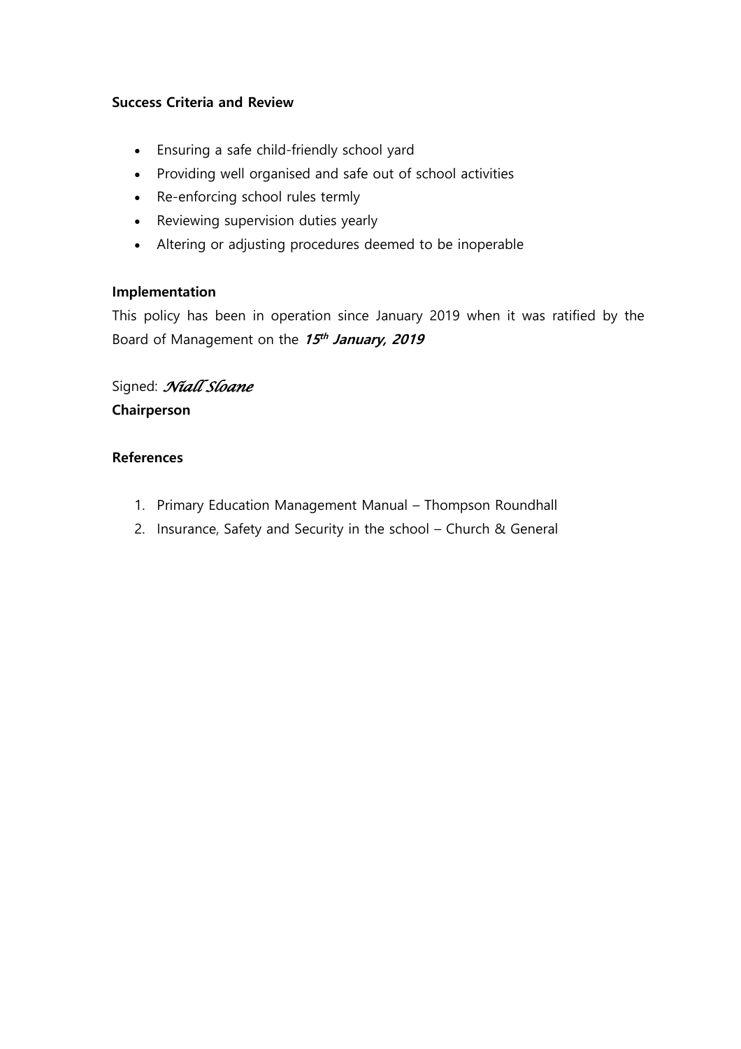**Success Criteria and Review**

- Ensuring a safe child-friendly school yard
- Providing well organised and safe out of school activities
- Re-enforcing school rules termly
- Reviewing supervision duties yearly
- Altering or adjusting procedures deemed to be inoperable

**Implementation**

This policy has been in operation since January 2019 when it was ratified by the Board of Management on the ***15th January, 2019***

Signed: *Niall Sloane*

**Chairperson**

**References**

1. Primary Education Management Manual – Thompson Roundhall
2. Insurance, Safety and Security in the school – Church & General